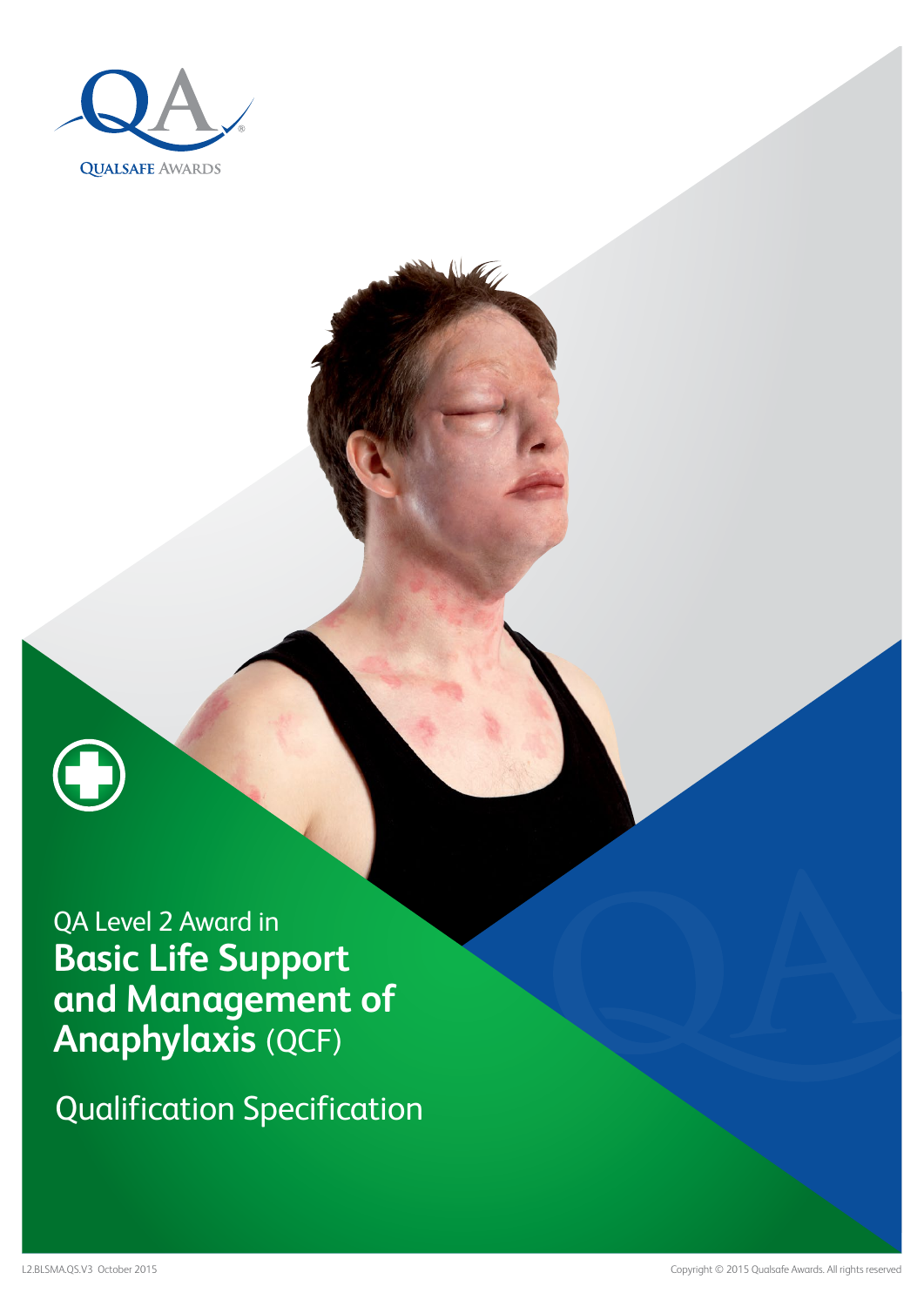QUALSAFE AWARDS

QA Level 2 Award in

# Basic Life Support and Management of Anaphylaxis (QCF)

Qualification Specification

L2.BLSMA.QS.V3 October 2015

Copyright © 2015 Qualsafe Awards. All rights reserved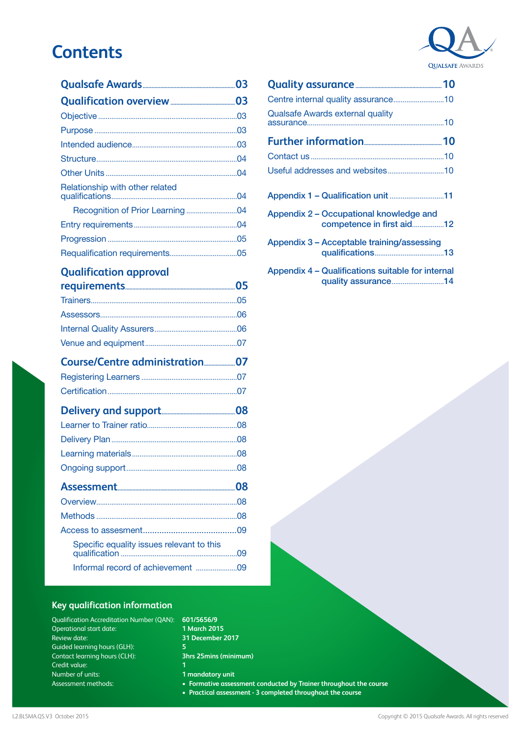# Contents

**Qualsafe Awards** ........ 03

**Qualification overview** ........ 03

- Objective ........ 03
- Purpose ........ 03
- Intended audience ........ 03
- Structure ........ 04
- Other Units ........ 04
- Relationship with other related qualifications ........ 04
  - Recognition of Prior Learning ........ 04
- Entry requirements ........ 04
- Progression ........ 05
- Requalification requirements ........ 05

**Qualification approval requirements** ........ 05

- Trainers ........ 05
- Assessors ........ 06
- Internal Quality Assurers ........ 06
- Venue and equipment ........ 07

**Course/Centre administration** ........ 07

- Registering Learners ........ 07
- Certification ........ 07

**Delivery and support** ........ 08

- Learner to Trainer ratio ........ 08
- Delivery Plan ........ 08
- Learning materials ........ 08
- Ongoing support ........ 08

**Assessment** ........ 08

- Overview ........ 08
- Methods ........ 08
- Access to assesment ........ 09
  - Specific equality issues relevant to this qualification ........ 09
  - Informal record of achievement ........ 09

**Quality assurance** ........ 10

- Centre internal quality assurance ........ 10
- Qualsafe Awards external quality assurance ........ 10

**Further information** ........ 10

- Contact us ........ 10
- Useful addresses and websites ........ 10

Appendix 1 – Qualification unit ........ 11

Appendix 2 – Occupational knowledge and competence in first aid ........ 12

Appendix 3 – Acceptable training/assessing qualifications ........ 13

Appendix 4 – Qualifications suitable for internal quality assurance ........ 14

## Key qualification information

| | |
|---|---|
| Qualification Accreditation Number (QAN): | 601/5656/9 |
| Operational start date: | 1 March 2015 |
| Review date: | 31 December 2017 |
| Guided learning hours (GLH): | 5 |
| Contact learning hours (CLH): | 3hrs 25mins (minimum) |
| Credit value: | 1 |
| Number of units: | 1 mandatory unit |
| Assessment methods: | • Formative assessment conducted by Trainer throughout the course<br>• Practical assessment - 3 completed throughout the course |

L2.BLSMA.QS.V3 October 2015

Copyright © 2015 Qualsafe Awards. All rights reserved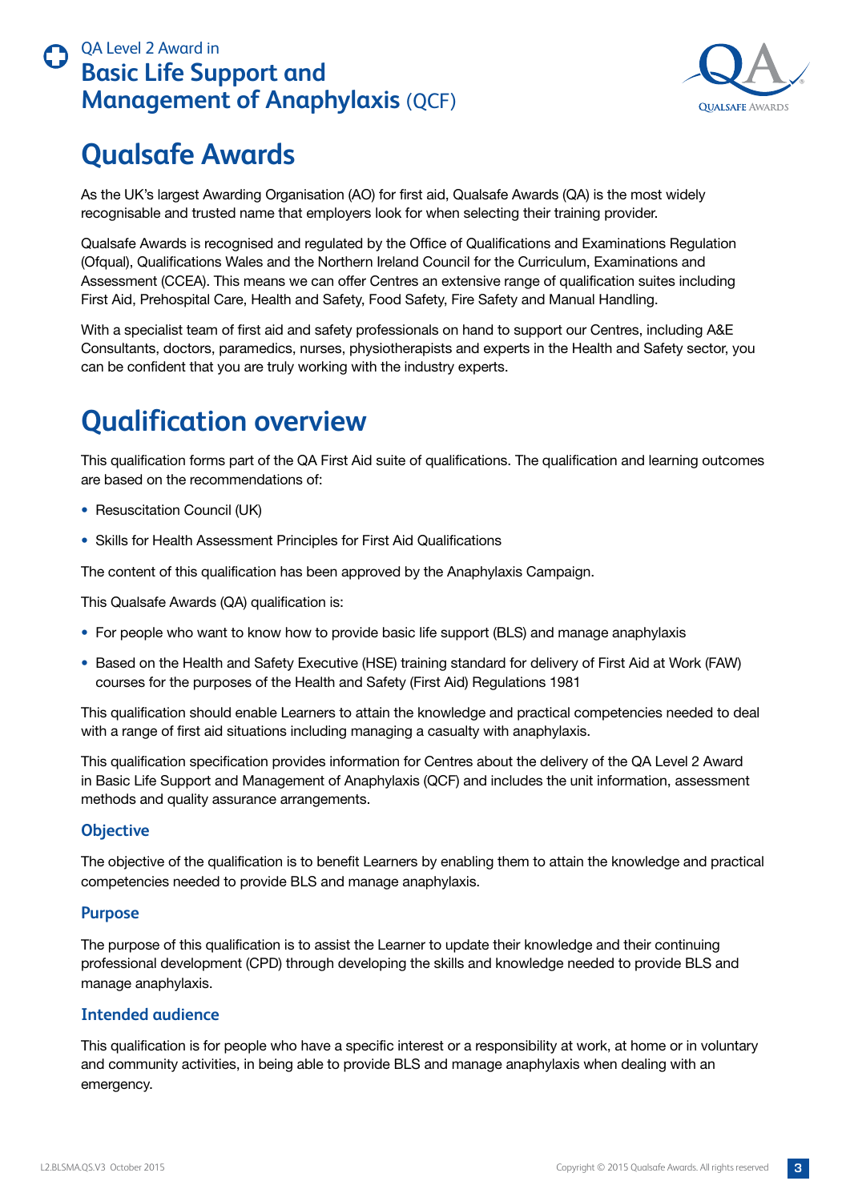## Qualsafe Awards

As the UK's largest Awarding Organisation (AO) for first aid, Qualsafe Awards (QA) is the most widely recognisable and trusted name that employers look for when selecting their training provider.

Qualsafe Awards is recognised and regulated by the Office of Qualifications and Examinations Regulation (Ofqual), Qualifications Wales and the Northern Ireland Council for the Curriculum, Examinations and Assessment (CCEA). This means we can offer Centres an extensive range of qualification suites including First Aid, Prehospital Care, Health and Safety, Food Safety, Fire Safety and Manual Handling.

With a specialist team of first aid and safety professionals on hand to support our Centres, including A&E Consultants, doctors, paramedics, nurses, physiotherapists and experts in the Health and Safety sector, you can be confident that you are truly working with the industry experts.

## Qualification overview

This qualification forms part of the QA First Aid suite of qualifications. The qualification and learning outcomes are based on the recommendations of:

- Resuscitation Council (UK)
- Skills for Health Assessment Principles for First Aid Qualifications

The content of this qualification has been approved by the Anaphylaxis Campaign.

This Qualsafe Awards (QA) qualification is:

- For people who want to know how to provide basic life support (BLS) and manage anaphylaxis
- Based on the Health and Safety Executive (HSE) training standard for delivery of First Aid at Work (FAW) courses for the purposes of the Health and Safety (First Aid) Regulations 1981

This qualification should enable Learners to attain the knowledge and practical competencies needed to deal with a range of first aid situations including managing a casualty with anaphylaxis.

This qualification specification provides information for Centres about the delivery of the QA Level 2 Award in Basic Life Support and Management of Anaphylaxis (QCF) and includes the unit information, assessment methods and quality assurance arrangements.

### Objective

The objective of the qualification is to benefit Learners by enabling them to attain the knowledge and practical competencies needed to provide BLS and manage anaphylaxis.

### Purpose

The purpose of this qualification is to assist the Learner to update their knowledge and their continuing professional development (CPD) through developing the skills and knowledge needed to provide BLS and manage anaphylaxis.

### Intended audience

This qualification is for people who have a specific interest or a responsibility at work, at home or in voluntary and community activities, in being able to provide BLS and manage anaphylaxis when dealing with an emergency.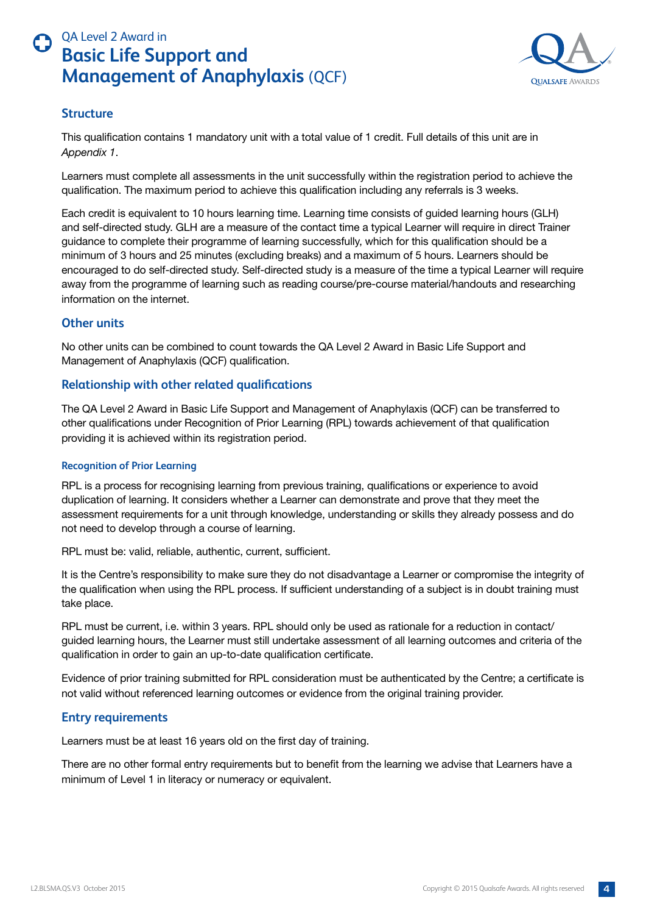## Structure

This qualification contains 1 mandatory unit with a total value of 1 credit. Full details of this unit are in *Appendix 1*.

Learners must complete all assessments in the unit successfully within the registration period to achieve the qualification. The maximum period to achieve this qualification including any referrals is 3 weeks.

Each credit is equivalent to 10 hours learning time. Learning time consists of guided learning hours (GLH) and self-directed study. GLH are a measure of the contact time a typical Learner will require in direct Trainer guidance to complete their programme of learning successfully, which for this qualification should be a minimum of 3 hours and 25 minutes (excluding breaks) and a maximum of 5 hours. Learners should be encouraged to do self-directed study. Self-directed study is a measure of the time a typical Learner will require away from the programme of learning such as reading course/pre-course material/handouts and researching information on the internet.

## Other units

No other units can be combined to count towards the QA Level 2 Award in Basic Life Support and Management of Anaphylaxis (QCF) qualification.

## Relationship with other related qualifications

The QA Level 2 Award in Basic Life Support and Management of Anaphylaxis (QCF) can be transferred to other qualifications under Recognition of Prior Learning (RPL) towards achievement of that qualification providing it is achieved within its registration period.

### Recognition of Prior Learning

RPL is a process for recognising learning from previous training, qualifications or experience to avoid duplication of learning. It considers whether a Learner can demonstrate and prove that they meet the assessment requirements for a unit through knowledge, understanding or skills they already possess and do not need to develop through a course of learning.

RPL must be: valid, reliable, authentic, current, sufficient.

It is the Centre's responsibility to make sure they do not disadvantage a Learner or compromise the integrity of the qualification when using the RPL process. If sufficient understanding of a subject is in doubt training must take place.

RPL must be current, i.e. within 3 years. RPL should only be used as rationale for a reduction in contact/guided learning hours, the Learner must still undertake assessment of all learning outcomes and criteria of the qualification in order to gain an up-to-date qualification certificate.

Evidence of prior training submitted for RPL consideration must be authenticated by the Centre; a certificate is not valid without referenced learning outcomes or evidence from the original training provider.

## Entry requirements

Learners must be at least 16 years old on the first day of training.

There are no other formal entry requirements but to benefit from the learning we advise that Learners have a minimum of Level 1 in literacy or numeracy or equivalent.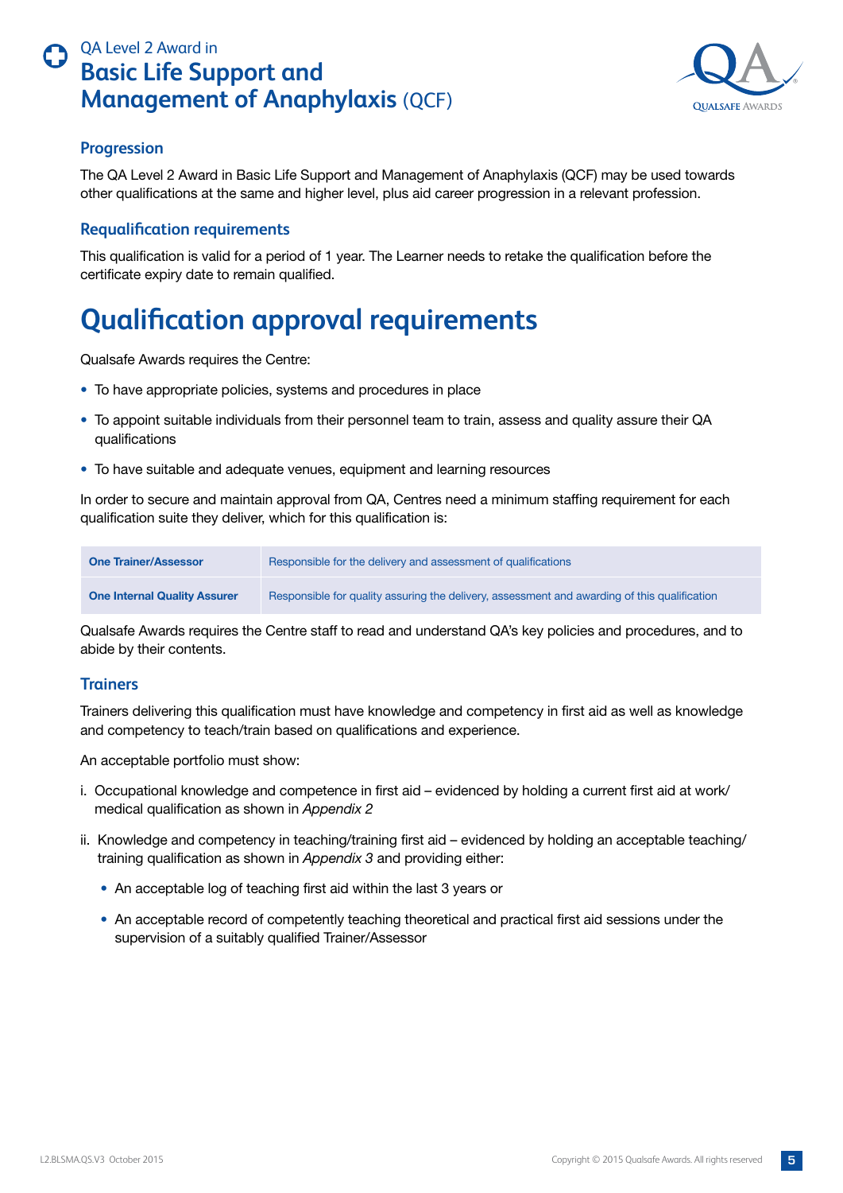### Progression

The QA Level 2 Award in Basic Life Support and Management of Anaphylaxis (QCF) may be used towards other qualifications at the same and higher level, plus aid career progression in a relevant profession.

### Requalification requirements

This qualification is valid for a period of 1 year. The Learner needs to retake the qualification before the certificate expiry date to remain qualified.

## Qualification approval requirements

Qualsafe Awards requires the Centre:

- To have appropriate policies, systems and procedures in place
- To appoint suitable individuals from their personnel team to train, assess and quality assure their QA qualifications
- To have suitable and adequate venues, equipment and learning resources

In order to secure and maintain approval from QA, Centres need a minimum staffing requirement for each qualification suite they deliver, which for this qualification is:

| | |
|---|---|
| **One Trainer/Assessor** | Responsible for the delivery and assessment of qualifications |
| **One Internal Quality Assurer** | Responsible for quality assuring the delivery, assessment and awarding of this qualification |

Qualsafe Awards requires the Centre staff to read and understand QA's key policies and procedures, and to abide by their contents.

### Trainers

Trainers delivering this qualification must have knowledge and competency in first aid as well as knowledge and competency to teach/train based on qualifications and experience.

An acceptable portfolio must show:

i. Occupational knowledge and competence in first aid – evidenced by holding a current first aid at work/ medical qualification as shown in *Appendix 2*

ii. Knowledge and competency in teaching/training first aid – evidenced by holding an acceptable teaching/ training qualification as shown in *Appendix 3* and providing either:

   - An acceptable log of teaching first aid within the last 3 years or
   - An acceptable record of competently teaching theoretical and practical first aid sessions under the supervision of a suitably qualified Trainer/Assessor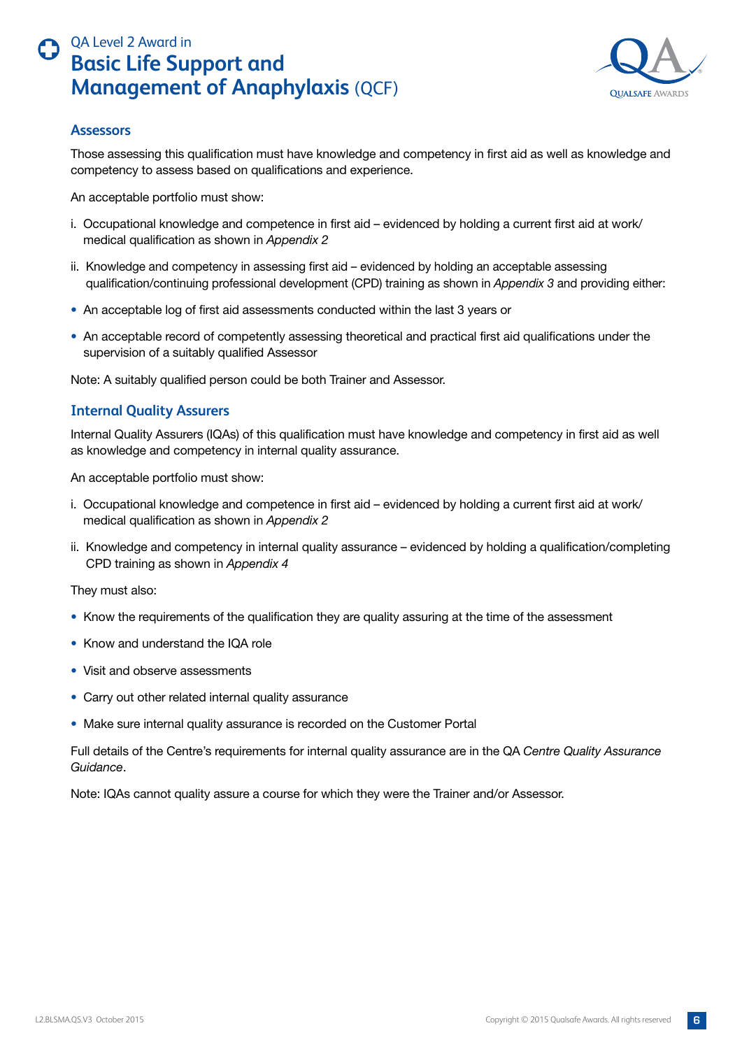## Assessors

Those assessing this qualification must have knowledge and competency in first aid as well as knowledge and competency to assess based on qualifications and experience.

An acceptable portfolio must show:

i. Occupational knowledge and competence in first aid – evidenced by holding a current first aid at work/ medical qualification as shown in *Appendix 2*

ii. Knowledge and competency in assessing first aid – evidenced by holding an acceptable assessing qualification/continuing professional development (CPD) training as shown in *Appendix 3* and providing either:

- An acceptable log of first aid assessments conducted within the last 3 years or
- An acceptable record of competently assessing theoretical and practical first aid qualifications under the supervision of a suitably qualified Assessor

Note: A suitably qualified person could be both Trainer and Assessor.

## Internal Quality Assurers

Internal Quality Assurers (IQAs) of this qualification must have knowledge and competency in first aid as well as knowledge and competency in internal quality assurance.

An acceptable portfolio must show:

i. Occupational knowledge and competence in first aid – evidenced by holding a current first aid at work/ medical qualification as shown in *Appendix 2*

ii. Knowledge and competency in internal quality assurance – evidenced by holding a qualification/completing CPD training as shown in *Appendix 4*

They must also:

- Know the requirements of the qualification they are quality assuring at the time of the assessment
- Know and understand the IQA role
- Visit and observe assessments
- Carry out other related internal quality assurance
- Make sure internal quality assurance is recorded on the Customer Portal

Full details of the Centre's requirements for internal quality assurance are in the QA *Centre Quality Assurance Guidance*.

Note: IQAs cannot quality assure a course for which they were the Trainer and/or Assessor.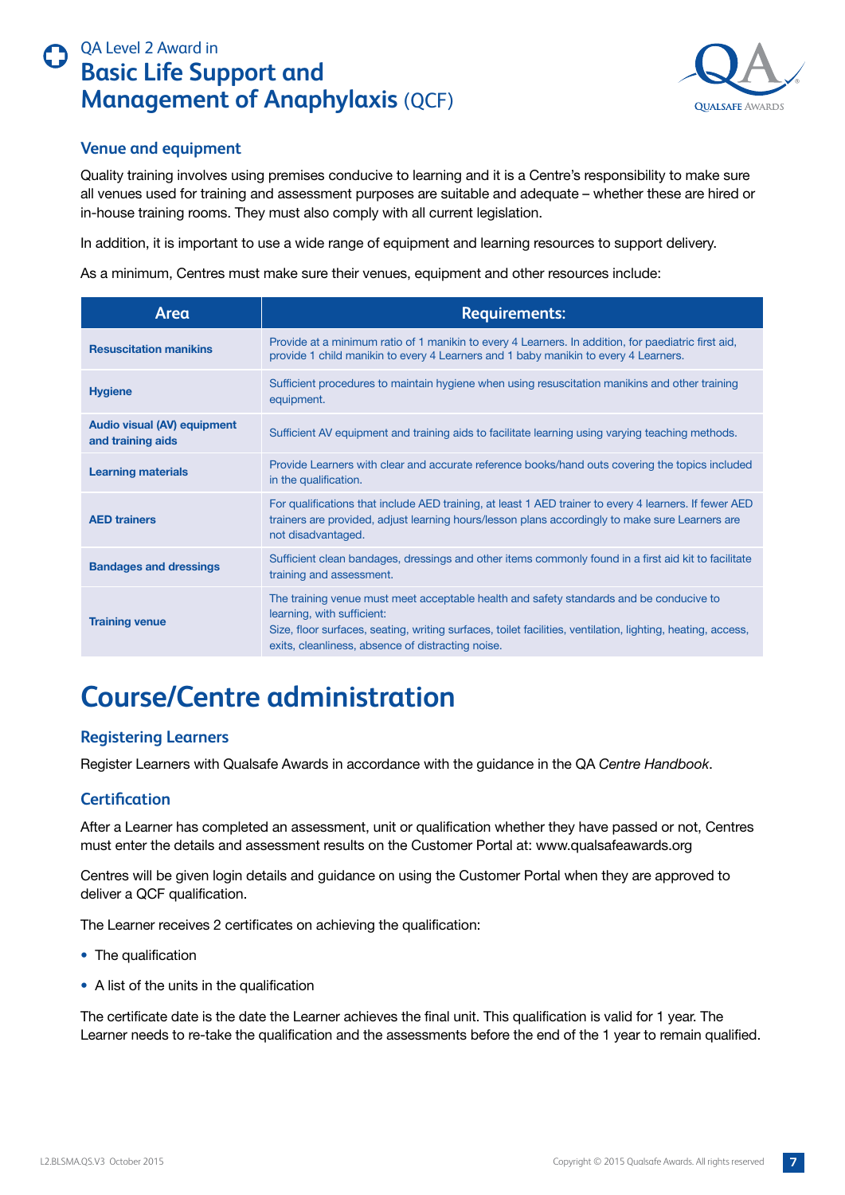### Venue and equipment

Quality training involves using premises conducive to learning and it is a Centre's responsibility to make sure all venues used for training and assessment purposes are suitable and adequate – whether these are hired or in-house training rooms. They must also comply with all current legislation.

In addition, it is important to use a wide range of equipment and learning resources to support delivery.

As a minimum, Centres must make sure their venues, equipment and other resources include:

| Area | Requirements: |
|---|---|
| **Resuscitation manikins** | Provide at a minimum ratio of 1 manikin to every 4 Learners. In addition, for paediatric first aid, provide 1 child manikin to every 4 Learners and 1 baby manikin to every 4 Learners. |
| **Hygiene** | Sufficient procedures to maintain hygiene when using resuscitation manikins and other training equipment. |
| **Audio visual (AV) equipment and training aids** | Sufficient AV equipment and training aids to facilitate learning using varying teaching methods. |
| **Learning materials** | Provide Learners with clear and accurate reference books/hand outs covering the topics included in the qualification. |
| **AED trainers** | For qualifications that include AED training, at least 1 AED trainer to every 4 learners. If fewer AED trainers are provided, adjust learning hours/lesson plans accordingly to make sure Learners are not disadvantaged. |
| **Bandages and dressings** | Sufficient clean bandages, dressings and other items commonly found in a first aid kit to facilitate training and assessment. |
| **Training venue** | The training venue must meet acceptable health and safety standards and be conducive to learning, with sufficient: Size, floor surfaces, seating, writing surfaces, toilet facilities, ventilation, lighting, heating, access, exits, cleanliness, absence of distracting noise. |

# Course/Centre administration

### Registering Learners

Register Learners with Qualsafe Awards in accordance with the guidance in the QA *Centre Handbook*.

### Certification

After a Learner has completed an assessment, unit or qualification whether they have passed or not, Centres must enter the details and assessment results on the Customer Portal at: www.qualsafeawards.org

Centres will be given login details and guidance on using the Customer Portal when they are approved to deliver a QCF qualification.

The Learner receives 2 certificates on achieving the qualification:

- The qualification
- A list of the units in the qualification

The certificate date is the date the Learner achieves the final unit. This qualification is valid for 1 year. The Learner needs to re-take the qualification and the assessments before the end of the 1 year to remain qualified.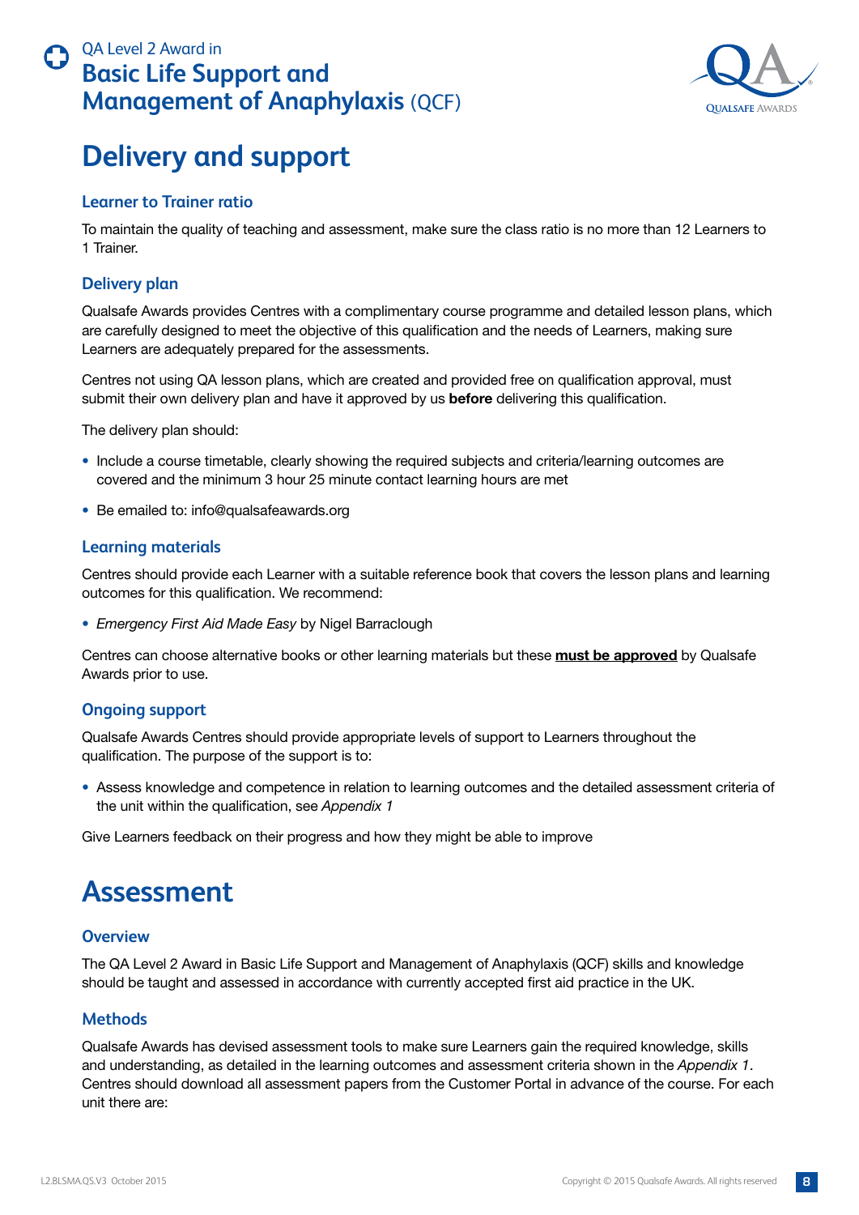# Delivery and support

### Learner to Trainer ratio

To maintain the quality of teaching and assessment, make sure the class ratio is no more than 12 Learners to 1 Trainer.

### Delivery plan

Qualsafe Awards provides Centres with a complimentary course programme and detailed lesson plans, which are carefully designed to meet the objective of this qualification and the needs of Learners, making sure Learners are adequately prepared for the assessments.

Centres not using QA lesson plans, which are created and provided free on qualification approval, must submit their own delivery plan and have it approved by us **before** delivering this qualification.

The delivery plan should:

- Include a course timetable, clearly showing the required subjects and criteria/learning outcomes are covered and the minimum 3 hour 25 minute contact learning hours are met
- Be emailed to: info@qualsafeawards.org

### Learning materials

Centres should provide each Learner with a suitable reference book that covers the lesson plans and learning outcomes for this qualification. We recommend:

- *Emergency First Aid Made Easy* by Nigel Barraclough

Centres can choose alternative books or other learning materials but these **<u>must be approved</u>** by Qualsafe Awards prior to use.

### Ongoing support

Qualsafe Awards Centres should provide appropriate levels of support to Learners throughout the qualification. The purpose of the support is to:

- Assess knowledge and competence in relation to learning outcomes and the detailed assessment criteria of the unit within the qualification, see *Appendix 1*

Give Learners feedback on their progress and how they might be able to improve

# Assessment

### Overview

The QA Level 2 Award in Basic Life Support and Management of Anaphylaxis (QCF) skills and knowledge should be taught and assessed in accordance with currently accepted first aid practice in the UK.

### Methods

Qualsafe Awards has devised assessment tools to make sure Learners gain the required knowledge, skills and understanding, as detailed in the learning outcomes and assessment criteria shown in the *Appendix 1*. Centres should download all assessment papers from the Customer Portal in advance of the course. For each unit there are: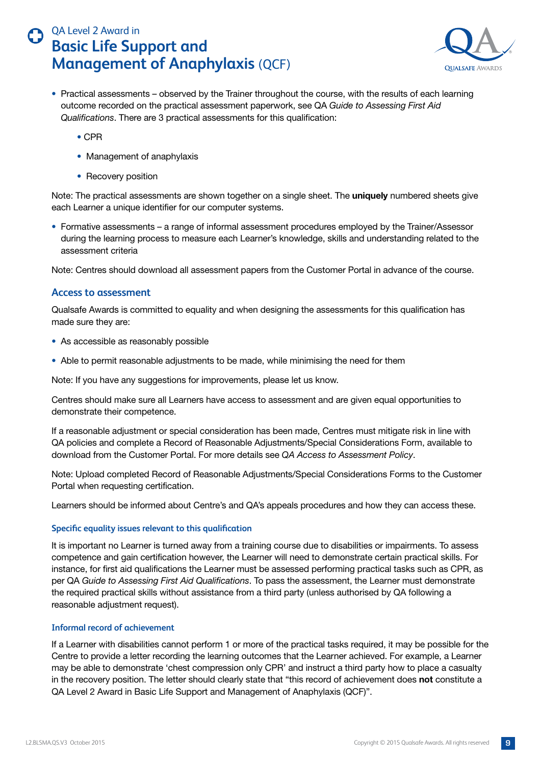- Practical assessments – observed by the Trainer throughout the course, with the results of each learning outcome recorded on the practical assessment paperwork, see QA *Guide to Assessing First Aid Qualifications*. There are 3 practical assessments for this qualification:
    - CPR
    - Management of anaphylaxis
    - Recovery position

Note: The practical assessments are shown together on a single sheet. The **uniquely** numbered sheets give each Learner a unique identifier for our computer systems.

- Formative assessments – a range of informal assessment procedures employed by the Trainer/Assessor during the learning process to measure each Learner's knowledge, skills and understanding related to the assessment criteria

Note: Centres should download all assessment papers from the Customer Portal in advance of the course.

## Access to assessment

Qualsafe Awards is committed to equality and when designing the assessments for this qualification has made sure they are:

- As accessible as reasonably possible
- Able to permit reasonable adjustments to be made, while minimising the need for them

Note: If you have any suggestions for improvements, please let us know.

Centres should make sure all Learners have access to assessment and are given equal opportunities to demonstrate their competence.

If a reasonable adjustment or special consideration has been made, Centres must mitigate risk in line with QA policies and complete a Record of Reasonable Adjustments/Special Considerations Form, available to download from the Customer Portal. For more details see *QA Access to Assessment Policy*.

Note: Upload completed Record of Reasonable Adjustments/Special Considerations Forms to the Customer Portal when requesting certification.

Learners should be informed about Centre's and QA's appeals procedures and how they can access these.

### Specific equality issues relevant to this qualification

It is important no Learner is turned away from a training course due to disabilities or impairments. To assess competence and gain certification however, the Learner will need to demonstrate certain practical skills. For instance, for first aid qualifications the Learner must be assessed performing practical tasks such as CPR, as per QA *Guide to Assessing First Aid Qualifications*. To pass the assessment, the Learner must demonstrate the required practical skills without assistance from a third party (unless authorised by QA following a reasonable adjustment request).

### Informal record of achievement

If a Learner with disabilities cannot perform 1 or more of the practical tasks required, it may be possible for the Centre to provide a letter recording the learning outcomes that the Learner achieved. For example, a Learner may be able to demonstrate 'chest compression only CPR' and instruct a third party how to place a casualty in the recovery position. The letter should clearly state that "this record of achievement does **not** constitute a QA Level 2 Award in Basic Life Support and Management of Anaphylaxis (QCF)".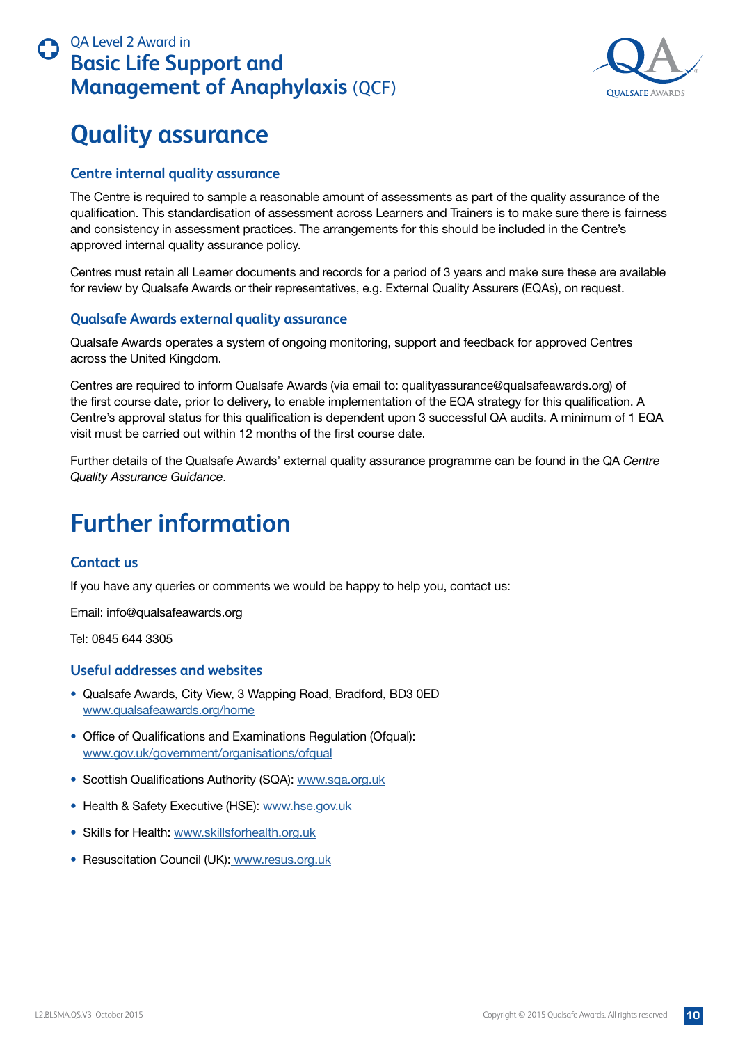# Quality assurance

### Centre internal quality assurance

The Centre is required to sample a reasonable amount of assessments as part of the quality assurance of the qualification. This standardisation of assessment across Learners and Trainers is to make sure there is fairness and consistency in assessment practices. The arrangements for this should be included in the Centre's approved internal quality assurance policy.

Centres must retain all Learner documents and records for a period of 3 years and make sure these are available for review by Qualsafe Awards or their representatives, e.g. External Quality Assurers (EQAs), on request.

### Qualsafe Awards external quality assurance

Qualsafe Awards operates a system of ongoing monitoring, support and feedback for approved Centres across the United Kingdom.

Centres are required to inform Qualsafe Awards (via email to: qualityassurance@qualsafeawards.org) of the first course date, prior to delivery, to enable implementation of the EQA strategy for this qualification. A Centre's approval status for this qualification is dependent upon 3 successful QA audits. A minimum of 1 EQA visit must be carried out within 12 months of the first course date.

Further details of the Qualsafe Awards' external quality assurance programme can be found in the QA *Centre Quality Assurance Guidance*.

# Further information

### Contact us

If you have any queries or comments we would be happy to help you, contact us:

Email: info@qualsafeawards.org

Tel: 0845 644 3305

### Useful addresses and websites

- Qualsafe Awards, City View, 3 Wapping Road, Bradford, BD3 0ED
  www.qualsafeawards.org/home
- Office of Qualifications and Examinations Regulation (Ofqual):
  www.gov.uk/government/organisations/ofqual
- Scottish Qualifications Authority (SQA): www.sqa.org.uk
- Health & Safety Executive (HSE): www.hse.gov.uk
- Skills for Health: www.skillsforhealth.org.uk
- Resuscitation Council (UK): www.resus.org.uk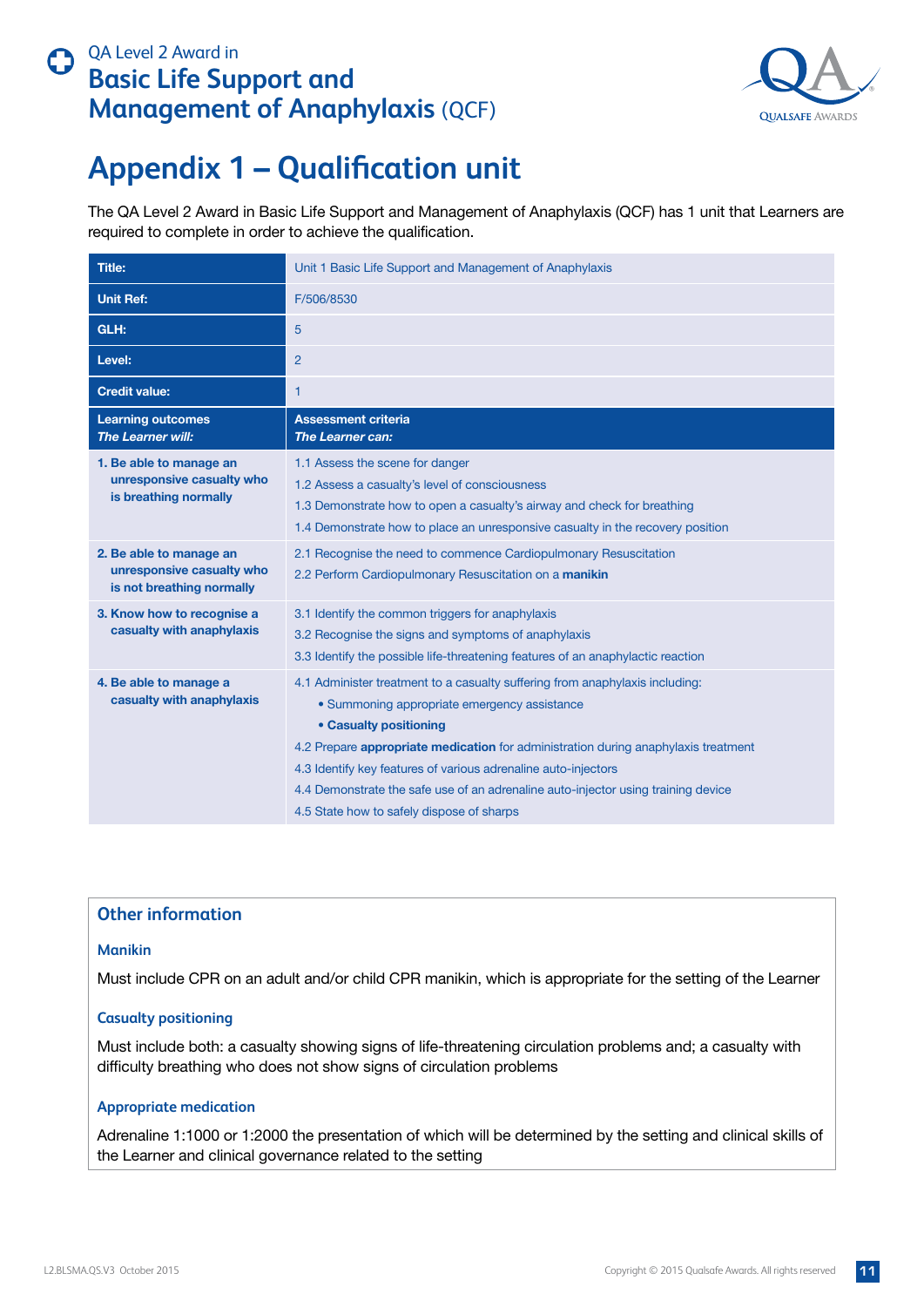# Appendix 1 – Qualification unit

The QA Level 2 Award in Basic Life Support and Management of Anaphylaxis (QCF) has 1 unit that Learners are required to complete in order to achieve the qualification.

| **Title:** | Unit 1 Basic Life Support and Management of Anaphylaxis |
|---|---|
| **Unit Ref:** | F/506/8530 |
| **GLH:** | 5 |
| **Level:** | 2 |
| **Credit value:** | 1 |
| **Learning outcomes** *The Learner will:* | **Assessment criteria** *The Learner can:* |
| **1. Be able to manage an unresponsive casualty who is breathing normally** | 1.1 Assess the scene for danger<br>1.2 Assess a casualty's level of consciousness<br>1.3 Demonstrate how to open a casualty's airway and check for breathing<br>1.4 Demonstrate how to place an unresponsive casualty in the recovery position |
| **2. Be able to manage an unresponsive casualty who is not breathing normally** | 2.1 Recognise the need to commence Cardiopulmonary Resuscitation<br>2.2 Perform Cardiopulmonary Resuscitation on a **manikin** |
| **3. Know how to recognise a casualty with anaphylaxis** | 3.1 Identify the common triggers for anaphylaxis<br>3.2 Recognise the signs and symptoms of anaphylaxis<br>3.3 Identify the possible life-threatening features of an anaphylactic reaction |
| **4. Be able to manage a casualty with anaphylaxis** | 4.1 Administer treatment to a casualty suffering from anaphylaxis including:<br>• Summoning appropriate emergency assistance<br>• **Casualty positioning**<br>4.2 Prepare **appropriate medication** for administration during anaphylaxis treatment<br>4.3 Identify key features of various adrenaline auto-injectors<br>4.4 Demonstrate the safe use of an adrenaline auto-injector using training device<br>4.5 State how to safely dispose of sharps |

## Other information

### Manikin

Must include CPR on an adult and/or child CPR manikin, which is appropriate for the setting of the Learner

### Casualty positioning

Must include both: a casualty showing signs of life-threatening circulation problems and; a casualty with difficulty breathing who does not show signs of circulation problems

### Appropriate medication

Adrenaline 1:1000 or 1:2000 the presentation of which will be determined by the setting and clinical skills of the Learner and clinical governance related to the setting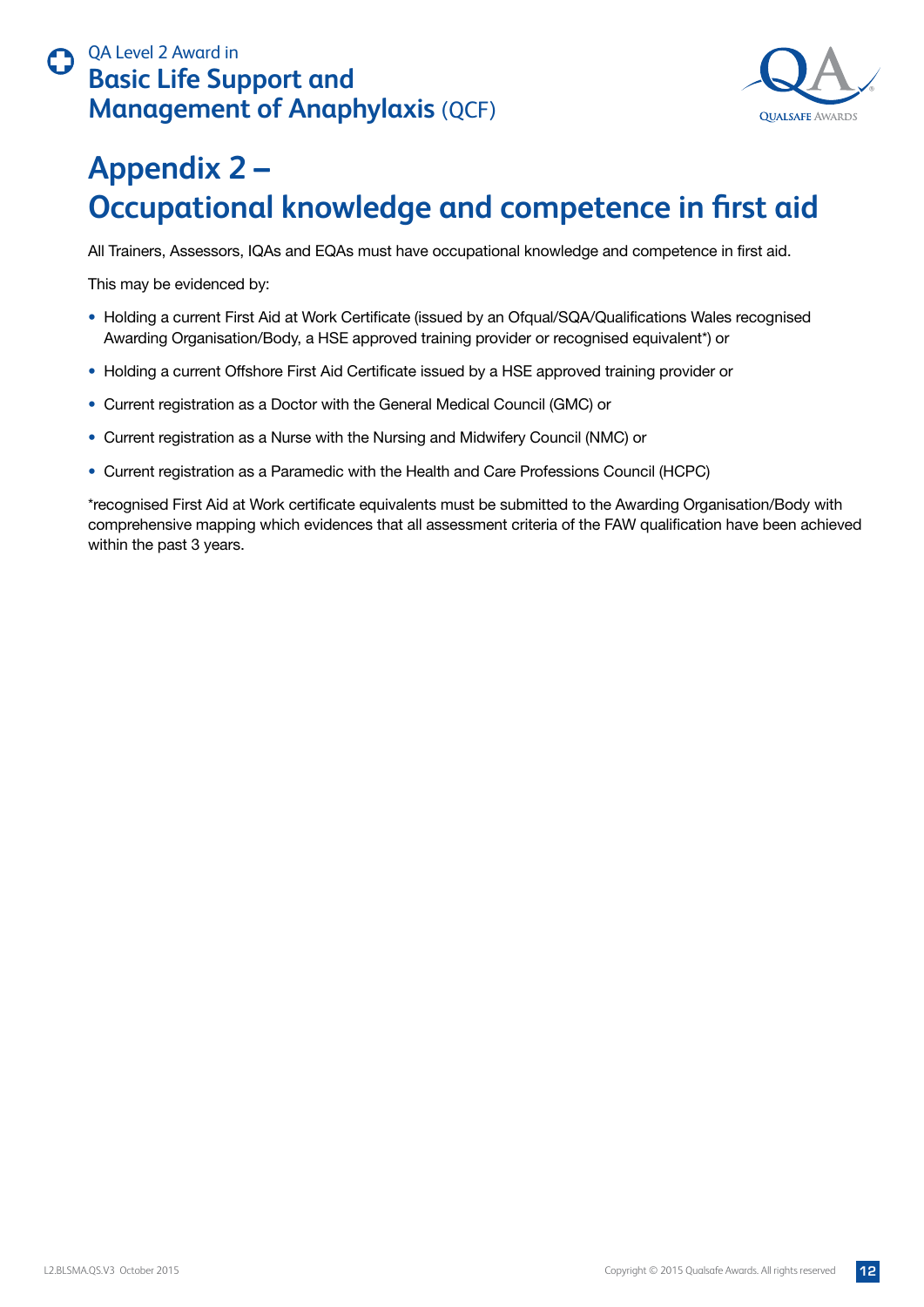# Appendix 2 – Occupational knowledge and competence in first aid

All Trainers, Assessors, IQAs and EQAs must have occupational knowledge and competence in first aid.

This may be evidenced by:

- Holding a current First Aid at Work Certificate (issued by an Ofqual/SQA/Qualifications Wales recognised Awarding Organisation/Body, a HSE approved training provider or recognised equivalent*) or
- Holding a current Offshore First Aid Certificate issued by a HSE approved training provider or
- Current registration as a Doctor with the General Medical Council (GMC) or
- Current registration as a Nurse with the Nursing and Midwifery Council (NMC) or
- Current registration as a Paramedic with the Health and Care Professions Council (HCPC)

*recognised First Aid at Work certificate equivalents must be submitted to the Awarding Organisation/Body with comprehensive mapping which evidences that all assessment criteria of the FAW qualification have been achieved within the past 3 years.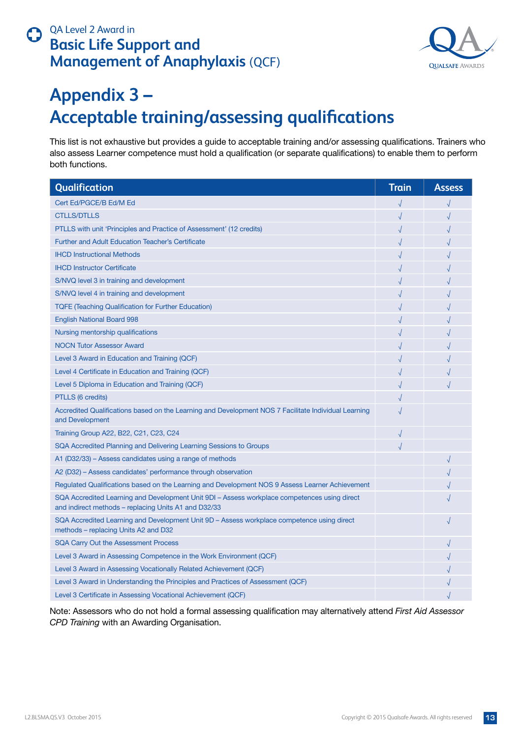# Appendix 3 – Acceptable training/assessing qualifications

This list is not exhaustive but provides a guide to acceptable training and/or assessing qualifications. Trainers who also assess Learner competence must hold a qualification (or separate qualifications) to enable them to perform both functions.

| Qualification | Train | Assess |
|---|---|---|
| Cert Ed/PGCE/B Ed/M Ed | √ | √ |
| CTLLS/DTLLS | √ | √ |
| PTLLS with unit 'Principles and Practice of Assessment' (12 credits) | √ | √ |
| Further and Adult Education Teacher's Certificate | √ | √ |
| IHCD Instructional Methods | √ | √ |
| IHCD Instructor Certificate | √ | √ |
| S/NVQ level 3 in training and development | √ | √ |
| S/NVQ level 4 in training and development | √ | √ |
| TQFE (Teaching Qualification for Further Education) | √ | √ |
| English National Board 998 | √ | √ |
| Nursing mentorship qualifications | √ | √ |
| NOCN Tutor Assessor Award | √ | √ |
| Level 3 Award in Education and Training (QCF) | √ | √ |
| Level 4 Certificate in Education and Training (QCF) | √ | √ |
| Level 5 Diploma in Education and Training (QCF) | √ | √ |
| PTLLS (6 credits) | √ | |
| Accredited Qualifications based on the Learning and Development NOS 7 Facilitate Individual Learning and Development | √ | |
| Training Group A22, B22, C21, C23, C24 | √ | |
| SQA Accredited Planning and Delivering Learning Sessions to Groups | √ | |
| A1 (D32/33) – Assess candidates using a range of methods | | √ |
| A2 (D32) – Assess candidates' performance through observation | | √ |
| Regulated Qualifications based on the Learning and Development NOS 9 Assess Learner Achievement | | √ |
| SQA Accredited Learning and Development Unit 9DI – Assess workplace competences using direct and indirect methods – replacing Units A1 and D32/33 | | √ |
| SQA Accredited Learning and Development Unit 9D – Assess workplace competence using direct methods – replacing Units A2 and D32 | | √ |
| SQA Carry Out the Assessment Process | | √ |
| Level 3 Award in Assessing Competence in the Work Environment (QCF) | | √ |
| Level 3 Award in Assessing Vocationally Related Achievement (QCF) | | √ |
| Level 3 Award in Understanding the Principles and Practices of Assessment (QCF) | | √ |
| Level 3 Certificate in Assessing Vocational Achievement (QCF) | | √ |

Note: Assessors who do not hold a formal assessing qualification may alternatively attend *First Aid Assessor CPD Training* with an Awarding Organisation.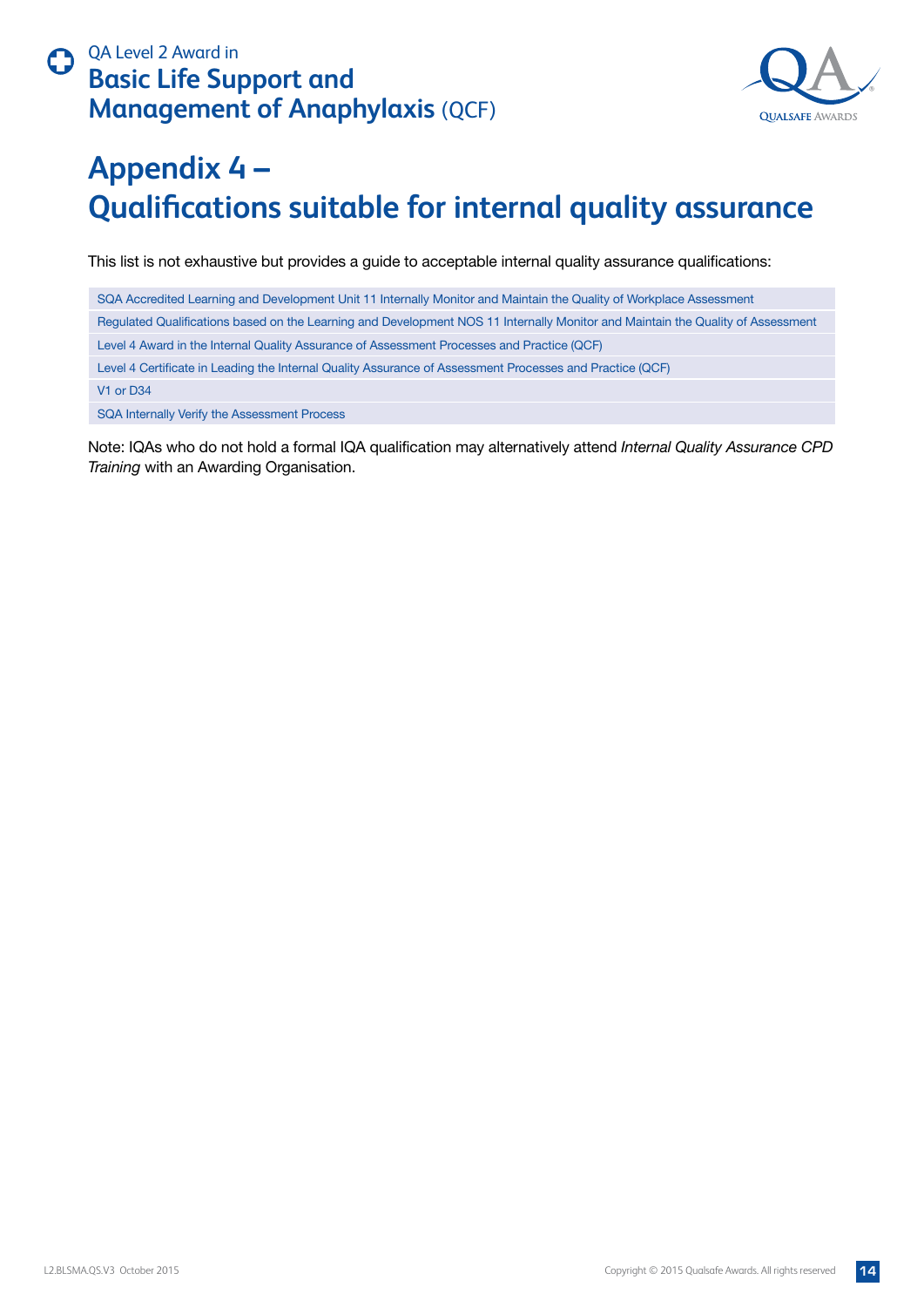# Appendix 4 – Qualifications suitable for internal quality assurance

This list is not exhaustive but provides a guide to acceptable internal quality assurance qualifications:

| |
|---|
| SQA Accredited Learning and Development Unit 11 Internally Monitor and Maintain the Quality of Workplace Assessment |
| Regulated Qualifications based on the Learning and Development NOS 11 Internally Monitor and Maintain the Quality of Assessment |
| Level 4 Award in the Internal Quality Assurance of Assessment Processes and Practice (QCF) |
| Level 4 Certificate in Leading the Internal Quality Assurance of Assessment Processes and Practice (QCF) |
| V1 or D34 |
| SQA Internally Verify the Assessment Process |

Note: IQAs who do not hold a formal IQA qualification may alternatively attend *Internal Quality Assurance CPD Training* with an Awarding Organisation.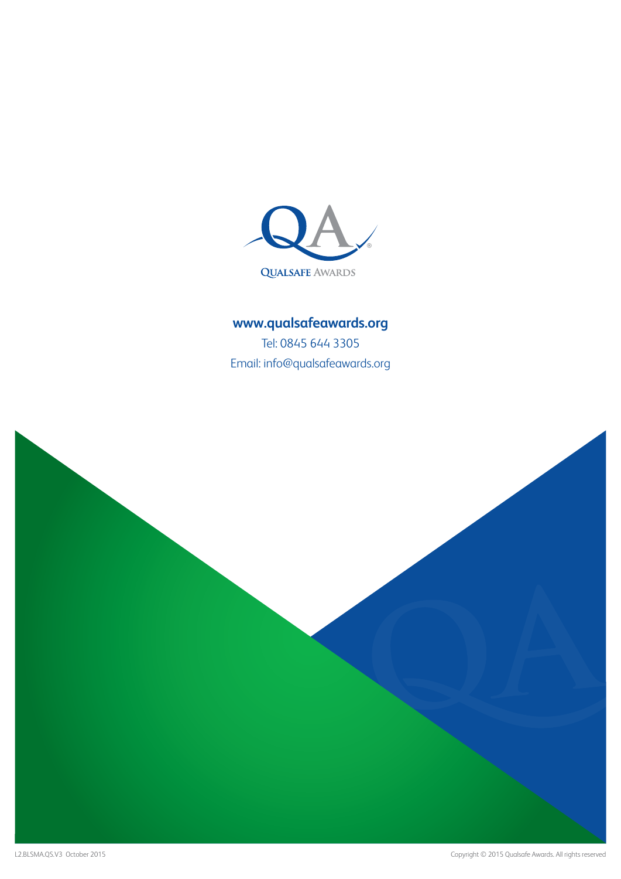QUALSAFE AWARDS

**www.qualsafeawards.org**

Tel: 0845 644 3305

Email: info@qualsafeawards.org

L2.BLSMA.QS.V3 October 2015

Copyright © 2015 Qualsafe Awards. All rights reserved